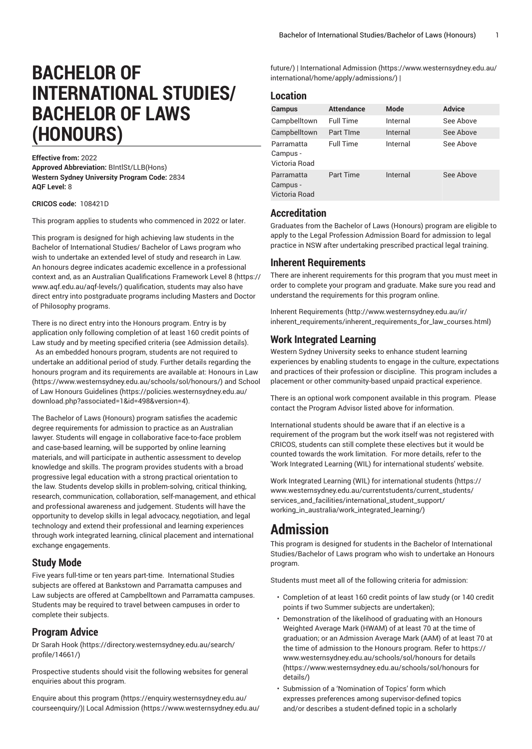# BACHELOR OF INTERNATIONAL STUDIES/ BACHELOR OF LAWS (HONOURS)

**Effective from:** 2022
**Approved Abbreviation:** BIntlSt/LLB(Hons)
**Western Sydney University Program Code:** 2834
**AQF Level:** 8

**CRICOS code:** 108421D

This program applies to students who commenced in 2022 or later.

This program is designed for high achieving law students in the Bachelor of International Studies/ Bachelor of Laws program who wish to undertake an extended level of study and research in Law. An honours degree indicates academic excellence in a professional context and, as an Australian Qualifications Framework Level 8 (https://www.aqf.edu.au/aqf-levels/) qualification, students may also have direct entry into postgraduate programs including Masters and Doctor of Philosophy programs.

There is no direct entry into the Honours program. Entry is by application only following completion of at least 160 credit points of Law study and by meeting specified criteria (see Admission details). As an embedded honours program, students are not required to undertake an additional period of study. Further details regarding the honours program and its requirements are available at: Honours in Law (https://www.westernsydney.edu.au/schools/sol/honours/) and School of Law Honours Guidelines (https://policies.westernsydney.edu.au/download.php?associated=1&id=498&version=4).

The Bachelor of Laws (Honours) program satisfies the academic degree requirements for admission to practice as an Australian lawyer. Students will engage in collaborative face-to-face problem and case-based learning, will be supported by online learning materials, and will participate in authentic assessment to develop knowledge and skills. The program provides students with a broad progressive legal education with a strong practical orientation to the law. Students develop skills in problem-solving, critical thinking, research, communication, collaboration, self-management, and ethical and professional awareness and judgement. Students will have the opportunity to develop skills in legal advocacy, negotiation, and legal technology and extend their professional and learning experiences through work integrated learning, clinical placement and international exchange engagements.

## Study Mode

Five years full-time or ten years part-time. International Studies subjects are offered at Bankstown and Parramatta campuses and Law subjects are offered at Campbelltown and Parramatta campuses. Students may be required to travel between campuses in order to complete their subjects.

## Program Advice

Dr Sarah Hook (https://directory.westernsydney.edu.au/search/profile/14661/)

Prospective students should visit the following websites for general enquiries about this program.

Enquire about this program (https://enquiry.westernsydney.edu.au/courseenquiry/)| Local Admission (https://www.westernsydney.edu.au/future/) | International Admission (https://www.westernsydney.edu.au/international/home/apply/admissions/) |

## Location

| Campus | Attendance | Mode | Advice |
|---|---|---|---|
| Campbelltown | Full Time | Internal | See Above |
| Campbelltown | Part TIme | Internal | See Above |
| Parramatta Campus - Victoria Road | Full Time | Internal | See Above |
| Parramatta Campus - Victoria Road | Part Time | Internal | See Above |

## Accreditation

Graduates from the Bachelor of Laws (Honours) program are eligible to apply to the Legal Profession Admission Board for admission to legal practice in NSW after undertaking prescribed practical legal training.

## Inherent Requirements

There are inherent requirements for this program that you must meet in order to complete your program and graduate. Make sure you read and understand the requirements for this program online.

Inherent Requirements (http://www.westernsydney.edu.au/ir/inherent_requirements/inherent_requirements_for_law_courses.html)

## Work Integrated Learning

Western Sydney University seeks to enhance student learning experiences by enabling students to engage in the culture, expectations and practices of their profession or discipline. This program includes a placement or other community-based unpaid practical experience.

There is an optional work component available in this program. Please contact the Program Advisor listed above for information.

International students should be aware that if an elective is a requirement of the program but the work itself was not registered with CRICOS, students can still complete these electives but it would be counted towards the work limitation. For more details, refer to the 'Work Integrated Learning (WIL) for international students' website.

Work Integrated Learning (WIL) for international students (https://www.westernsydney.edu.au/currentstudents/current_students/services_and_facilities/international_student_support/working_in_australia/work_integrated_learning/)

# Admission

This program is designed for students in the Bachelor of International Studies/Bachelor of Laws program who wish to undertake an Honours program.

Students must meet all of the following criteria for admission:

- Completion of at least 160 credit points of law study (or 140 credit points if two Summer subjects are undertaken);
- Demonstration of the likelihood of graduating with an Honours Weighted Average Mark (HWAM) of at least 70 at the time of graduation; or an Admission Average Mark (AAM) of at least 70 at the time of admission to the Honours program. Refer to https://www.westernsydney.edu.au/schools/sol/honours for details (https://www.westernsydney.edu.au/schools/sol/honours for details/)
- Submission of a 'Nomination of Topics' form which expresses preferences among supervisor-defined topics and/or describes a student-defined topic in a scholarly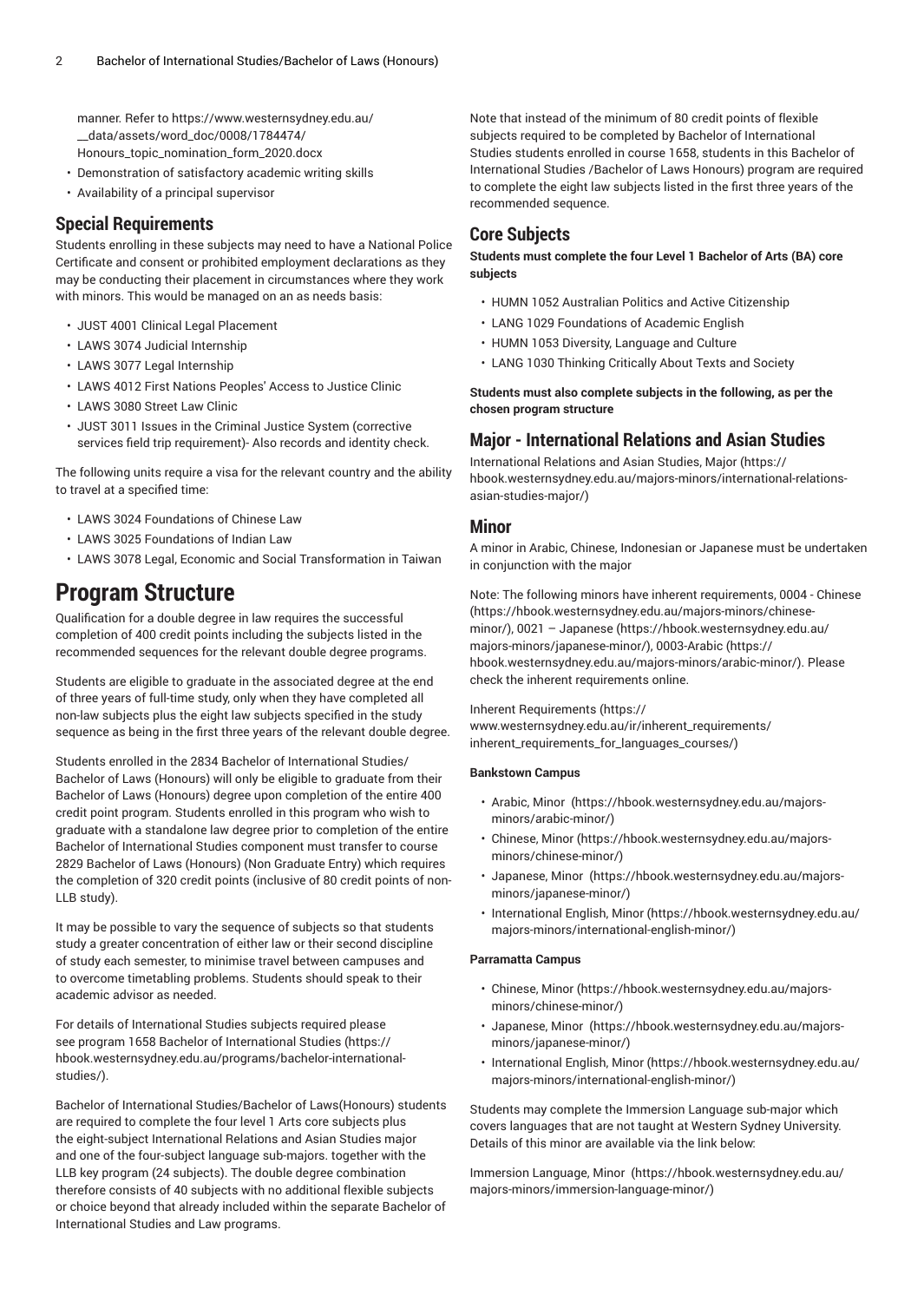manner. Refer to https://www.westernsydney.edu.au/__data/assets/word_doc/0008/1784474/Honours_topic_nomination_form_2020.docx

- Demonstration of satisfactory academic writing skills
- Availability of a principal supervisor

## Special Requirements

Students enrolling in these subjects may need to have a National Police Certificate and consent or prohibited employment declarations as they may be conducting their placement in circumstances where they work with minors. This would be managed on an as needs basis:

- JUST 4001 Clinical Legal Placement
- LAWS 3074 Judicial Internship
- LAWS 3077 Legal Internship
- LAWS 4012 First Nations Peoples' Access to Justice Clinic
- LAWS 3080 Street Law Clinic
- JUST 3011 Issues in the Criminal Justice System (corrective services field trip requirement)- Also records and identity check.

The following units require a visa for the relevant country and the ability to travel at a specified time:

- LAWS 3024 Foundations of Chinese Law
- LAWS 3025 Foundations of Indian Law
- LAWS 3078 Legal, Economic and Social Transformation in Taiwan

# Program Structure

Qualification for a double degree in law requires the successful completion of 400 credit points including the subjects listed in the recommended sequences for the relevant double degree programs.

Students are eligible to graduate in the associated degree at the end of three years of full-time study, only when they have completed all non-law subjects plus the eight law subjects specified in the study sequence as being in the first three years of the relevant double degree.

Students enrolled in the 2834 Bachelor of International Studies/Bachelor of Laws (Honours) will only be eligible to graduate from their Bachelor of Laws (Honours) degree upon completion of the entire 400 credit point program. Students enrolled in this program who wish to graduate with a standalone law degree prior to completion of the entire Bachelor of International Studies component must transfer to course 2829 Bachelor of Laws (Honours) (Non Graduate Entry) which requires the completion of 320 credit points (inclusive of 80 credit points of non-LLB study).

It may be possible to vary the sequence of subjects so that students study a greater concentration of either law or their second discipline of study each semester, to minimise travel between campuses and to overcome timetabling problems. Students should speak to their academic advisor as needed.

For details of International Studies subjects required please see program 1658 Bachelor of International Studies (https://hbook.westernsydney.edu.au/programs/bachelor-international-studies/).

Bachelor of International Studies/Bachelor of Laws(Honours) students are required to complete the four level 1 Arts core subjects plus the eight-subject International Relations and Asian Studies major and one of the four-subject language sub-majors. together with the LLB key program (24 subjects). The double degree combination therefore consists of 40 subjects with no additional flexible subjects or choice beyond that already included within the separate Bachelor of International Studies and Law programs.

Note that instead of the minimum of 80 credit points of flexible subjects required to be completed by Bachelor of International Studies students enrolled in course 1658, students in this Bachelor of International Studies /Bachelor of Laws Honours) program are required to complete the eight law subjects listed in the first three years of the recommended sequence.

## Core Subjects

**Students must complete the four Level 1 Bachelor of Arts (BA) core subjects**

- HUMN 1052 Australian Politics and Active Citizenship
- LANG 1029 Foundations of Academic English
- HUMN 1053 Diversity, Language and Culture
- LANG 1030 Thinking Critically About Texts and Society

**Students must also complete subjects in the following, as per the chosen program structure**

## Major - International Relations and Asian Studies

International Relations and Asian Studies, Major (https://hbook.westernsydney.edu.au/majors-minors/international-relations-asian-studies-major/)

## Minor

A minor in Arabic, Chinese, Indonesian or Japanese must be undertaken in conjunction with the major

Note: The following minors have inherent requirements, 0004 - Chinese (https://hbook.westernsydney.edu.au/majors-minors/chinese-minor/), 0021 – Japanese (https://hbook.westernsydney.edu.au/majors-minors/japanese-minor/), 0003-Arabic (https://hbook.westernsydney.edu.au/majors-minors/arabic-minor/). Please check the inherent requirements online.

Inherent Requirements (https://www.westernsydney.edu.au/ir/inherent_requirements/inherent_requirements_for_languages_courses/)

#### Bankstown Campus

- Arabic, Minor (https://hbook.westernsydney.edu.au/majors-minors/arabic-minor/)
- Chinese, Minor (https://hbook.westernsydney.edu.au/majors-minors/chinese-minor/)
- Japanese, Minor (https://hbook.westernsydney.edu.au/majors-minors/japanese-minor/)
- International English, Minor (https://hbook.westernsydney.edu.au/majors-minors/international-english-minor/)

#### Parramatta Campus

- Chinese, Minor (https://hbook.westernsydney.edu.au/majors-minors/chinese-minor/)
- Japanese, Minor (https://hbook.westernsydney.edu.au/majors-minors/japanese-minor/)
- International English, Minor (https://hbook.westernsydney.edu.au/majors-minors/international-english-minor/)

Students may complete the Immersion Language sub-major which covers languages that are not taught at Western Sydney University. Details of this minor are available via the link below:

Immersion Language, Minor (https://hbook.westernsydney.edu.au/majors-minors/immersion-language-minor/)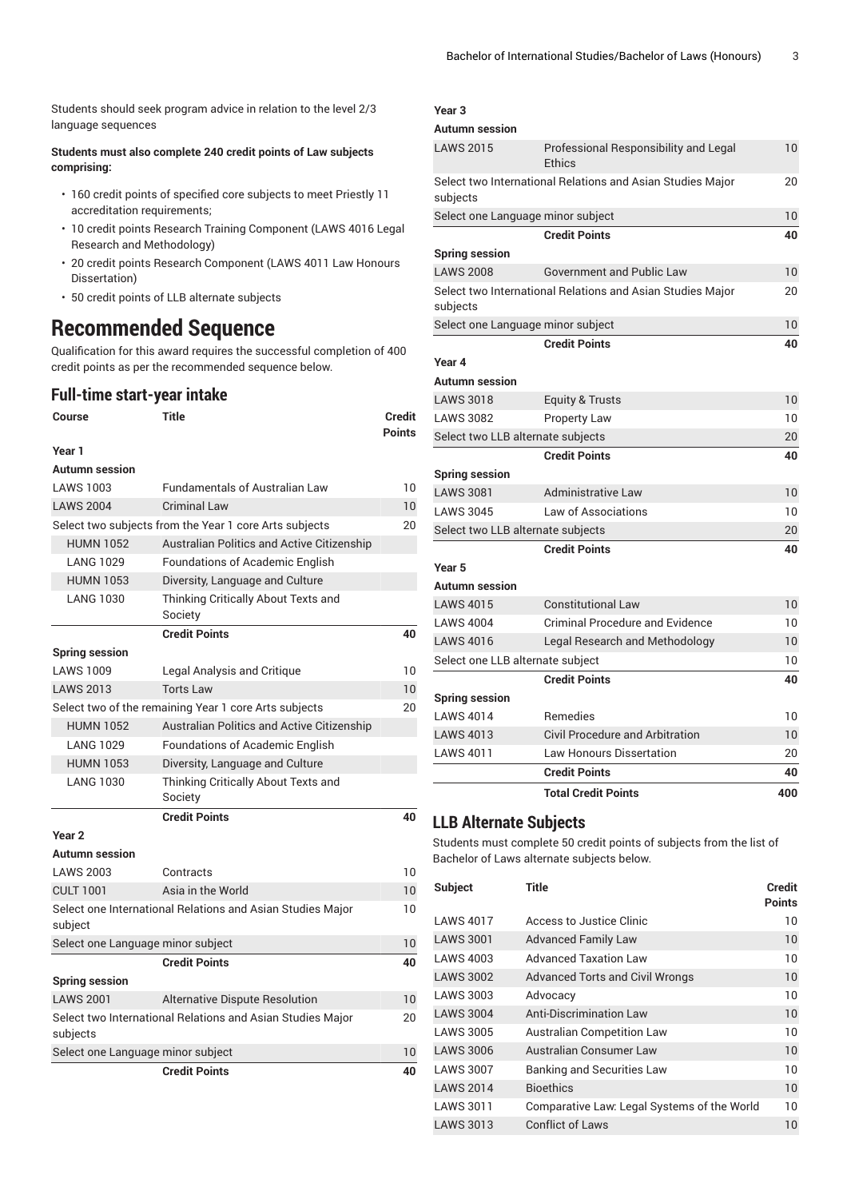Students should seek program advice in relation to the level 2/3 language sequences

**Students must also complete 240 credit points of Law subjects comprising:**

- 160 credit points of specified core subjects to meet Priestly 11 accreditation requirements;
- 10 credit points Research Training Component (LAWS 4016 Legal Research and Methodology)
- 20 credit points Research Component (LAWS 4011 Law Honours Dissertation)
- 50 credit points of LLB alternate subjects

# Recommended Sequence

Qualification for this award requires the successful completion of 400 credit points as per the recommended sequence below.

## Full-time start-year intake

| Course | Title | Credit Points |
|---|---|---|
| **Year 1** | | |
| **Autumn session** | | |
| LAWS 1003 | Fundamentals of Australian Law | 10 |
| LAWS 2004 | Criminal Law | 10 |
| Select two subjects from the Year 1 core Arts subjects | | 20 |
| HUMN 1052 | Australian Politics and Active Citizenship | |
| LANG 1029 | Foundations of Academic English | |
| HUMN 1053 | Diversity, Language and Culture | |
| LANG 1030 | Thinking Critically About Texts and Society | |
| | **Credit Points** | **40** |
| **Spring session** | | |
| LAWS 1009 | Legal Analysis and Critique | 10 |
| LAWS 2013 | Torts Law | 10 |
| Select two of the remaining Year 1 core Arts subjects | | 20 |
| HUMN 1052 | Australian Politics and Active Citizenship | |
| LANG 1029 | Foundations of Academic English | |
| HUMN 1053 | Diversity, Language and Culture | |
| LANG 1030 | Thinking Critically About Texts and Society | |
| | **Credit Points** | **40** |
| **Year 2** | | |
| **Autumn session** | | |
| LAWS 2003 | Contracts | 10 |
| CULT 1001 | Asia in the World | 10 |
| Select one International Relations and Asian Studies Major subject | | 10 |
| Select one Language minor subject | | 10 |
| | **Credit Points** | **40** |
| **Spring session** | | |
| LAWS 2001 | Alternative Dispute Resolution | 10 |
| Select two International Relations and Asian Studies Major subjects | | 20 |
| Select one Language minor subject | | 10 |
| | **Credit Points** | **40** |
| **Year 3** | | |
| **Autumn session** | | |
| LAWS 2015 | Professional Responsibility and Legal Ethics | 10 |
| Select two International Relations and Asian Studies Major subjects | | 20 |
| Select one Language minor subject | | 10 |
| | **Credit Points** | **40** |
| **Spring session** | | |
| LAWS 2008 | Government and Public Law | 10 |
| Select two International Relations and Asian Studies Major subjects | | 20 |
| Select one Language minor subject | | 10 |
| | **Credit Points** | **40** |
| **Year 4** | | |
| **Autumn session** | | |
| LAWS 3018 | Equity & Trusts | 10 |
| LAWS 3082 | Property Law | 10 |
| Select two LLB alternate subjects | | 20 |
| | **Credit Points** | **40** |
| **Spring session** | | |
| LAWS 3081 | Administrative Law | 10 |
| LAWS 3045 | Law of Associations | 10 |
| Select two LLB alternate subjects | | 20 |
| | **Credit Points** | **40** |
| **Year 5** | | |
| **Autumn session** | | |
| LAWS 4015 | Constitutional Law | 10 |
| LAWS 4004 | Criminal Procedure and Evidence | 10 |
| LAWS 4016 | Legal Research and Methodology | 10 |
| Select one LLB alternate subject | | 10 |
| | **Credit Points** | **40** |
| **Spring session** | | |
| LAWS 4014 | Remedies | 10 |
| LAWS 4013 | Civil Procedure and Arbitration | 10 |
| LAWS 4011 | Law Honours Dissertation | 20 |
| | **Credit Points** | **40** |
| | **Total Credit Points** | **400** |

## LLB Alternate Subjects

Students must complete 50 credit points of subjects from the list of Bachelor of Laws alternate subjects below.

| Subject | Title | Credit Points |
|---|---|---|
| LAWS 4017 | Access to Justice Clinic | 10 |
| LAWS 3001 | Advanced Family Law | 10 |
| LAWS 4003 | Advanced Taxation Law | 10 |
| LAWS 3002 | Advanced Torts and Civil Wrongs | 10 |
| LAWS 3003 | Advocacy | 10 |
| LAWS 3004 | Anti-Discrimination Law | 10 |
| LAWS 3005 | Australian Competition Law | 10 |
| LAWS 3006 | Australian Consumer Law | 10 |
| LAWS 3007 | Banking and Securities Law | 10 |
| LAWS 2014 | Bioethics | 10 |
| LAWS 3011 | Comparative Law: Legal Systems of the World | 10 |
| LAWS 3013 | Conflict of Laws | 10 |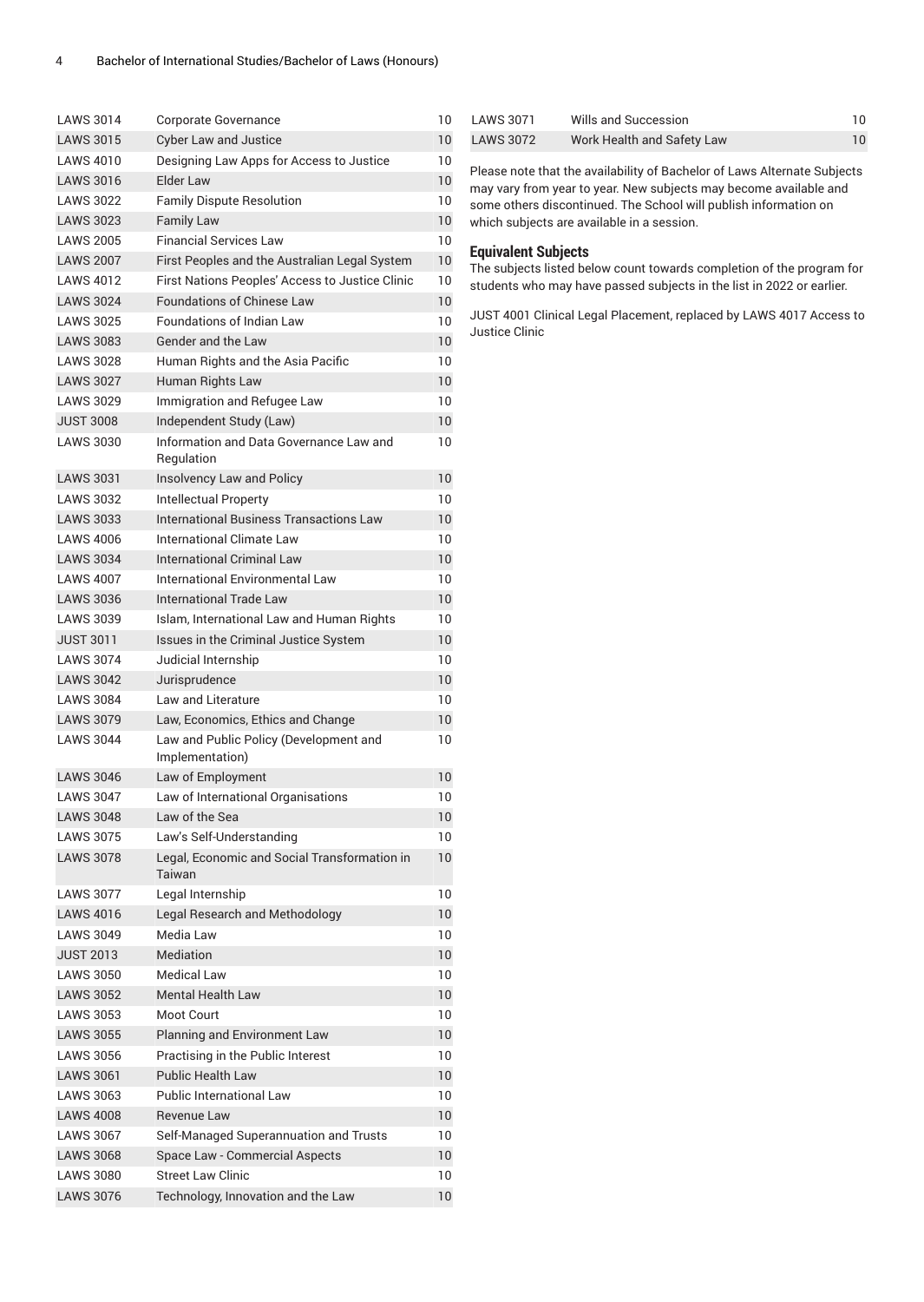| | | |
|---|---|---|
| LAWS 3014 | Corporate Governance | 10 |
| LAWS 3015 | Cyber Law and Justice | 10 |
| LAWS 4010 | Designing Law Apps for Access to Justice | 10 |
| LAWS 3016 | Elder Law | 10 |
| LAWS 3022 | Family Dispute Resolution | 10 |
| LAWS 3023 | Family Law | 10 |
| LAWS 2005 | Financial Services Law | 10 |
| LAWS 2007 | First Peoples and the Australian Legal System | 10 |
| LAWS 4012 | First Nations Peoples' Access to Justice Clinic | 10 |
| LAWS 3024 | Foundations of Chinese Law | 10 |
| LAWS 3025 | Foundations of Indian Law | 10 |
| LAWS 3083 | Gender and the Law | 10 |
| LAWS 3028 | Human Rights and the Asia Pacific | 10 |
| LAWS 3027 | Human Rights Law | 10 |
| LAWS 3029 | Immigration and Refugee Law | 10 |
| JUST 3008 | Independent Study (Law) | 10 |
| LAWS 3030 | Information and Data Governance Law and Regulation | 10 |
| LAWS 3031 | Insolvency Law and Policy | 10 |
| LAWS 3032 | Intellectual Property | 10 |
| LAWS 3033 | International Business Transactions Law | 10 |
| LAWS 4006 | International Climate Law | 10 |
| LAWS 3034 | International Criminal Law | 10 |
| LAWS 4007 | International Environmental Law | 10 |
| LAWS 3036 | International Trade Law | 10 |
| LAWS 3039 | Islam, International Law and Human Rights | 10 |
| JUST 3011 | Issues in the Criminal Justice System | 10 |
| LAWS 3074 | Judicial Internship | 10 |
| LAWS 3042 | Jurisprudence | 10 |
| LAWS 3084 | Law and Literature | 10 |
| LAWS 3079 | Law, Economics, Ethics and Change | 10 |
| LAWS 3044 | Law and Public Policy (Development and Implementation) | 10 |
| LAWS 3046 | Law of Employment | 10 |
| LAWS 3047 | Law of International Organisations | 10 |
| LAWS 3048 | Law of the Sea | 10 |
| LAWS 3075 | Law's Self-Understanding | 10 |
| LAWS 3078 | Legal, Economic and Social Transformation in Taiwan | 10 |
| LAWS 3077 | Legal Internship | 10 |
| LAWS 4016 | Legal Research and Methodology | 10 |
| LAWS 3049 | Media Law | 10 |
| JUST 2013 | Mediation | 10 |
| LAWS 3050 | Medical Law | 10 |
| LAWS 3052 | Mental Health Law | 10 |
| LAWS 3053 | Moot Court | 10 |
| LAWS 3055 | Planning and Environment Law | 10 |
| LAWS 3056 | Practising in the Public Interest | 10 |
| LAWS 3061 | Public Health Law | 10 |
| LAWS 3063 | Public International Law | 10 |
| LAWS 4008 | Revenue Law | 10 |
| LAWS 3067 | Self-Managed Superannuation and Trusts | 10 |
| LAWS 3068 | Space Law - Commercial Aspects | 10 |
| LAWS 3080 | Street Law Clinic | 10 |
| LAWS 3076 | Technology, Innovation and the Law | 10 |
| LAWS 3071 | Wills and Succession | 10 |
| LAWS 3072 | Work Health and Safety Law | 10 |

Please note that the availability of Bachelor of Laws Alternate Subjects may vary from year to year. New subjects may become available and some others discontinued. The School will publish information on which subjects are available in a session.

## Equivalent Subjects

The subjects listed below count towards completion of the program for students who may have passed subjects in the list in 2022 or earlier.

JUST 4001 Clinical Legal Placement, replaced by LAWS 4017 Access to Justice Clinic